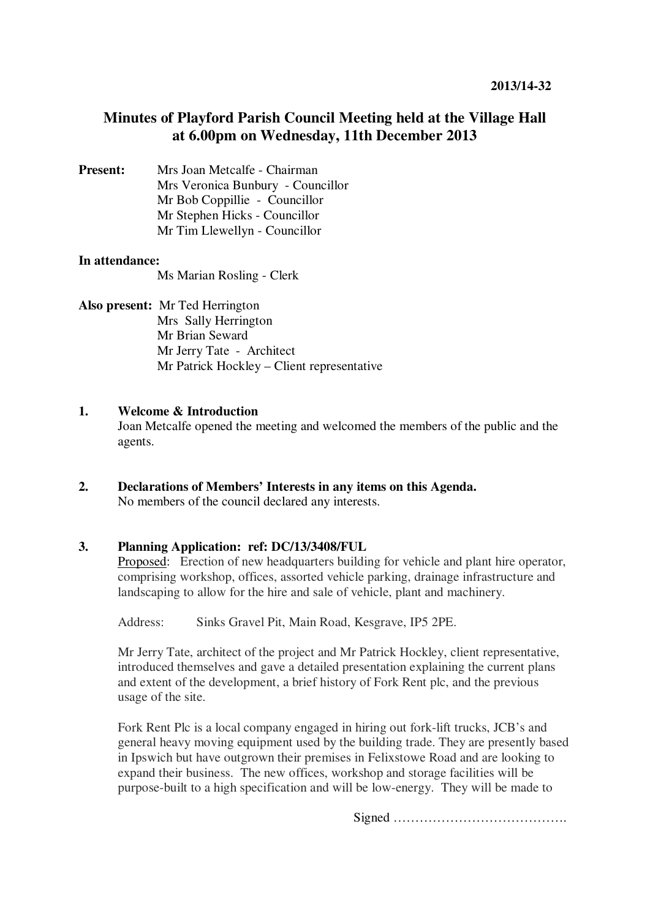**2013/14-32**

# Minutes of Playford Parish Council Meeting held at the Village Hall at 6.00pm on Wednesday, 11th December 2013

**Present:** Mrs Joan Metcalfe - Chairman
Mrs Veronica Bunbury - Councillor
Mr Bob Coppillie - Councillor
Mr Stephen Hicks - Councillor
Mr Tim Llewellyn - Councillor

**In attendance:**
Ms Marian Rosling - Clerk

**Also present:** Mr Ted Herrington
Mrs Sally Herrington
Mr Brian Seward
Mr Jerry Tate - Architect
Mr Patrick Hockley – Client representative

## 1. Welcome & Introduction

Joan Metcalfe opened the meeting and welcomed the members of the public and the agents.

## 2. Declarations of Members' Interests in any items on this Agenda.

No members of the council declared any interests.

## 3. Planning Application: ref: DC/13/3408/FUL

Proposed: Erection of new headquarters building for vehicle and plant hire operator, comprising workshop, offices, assorted vehicle parking, drainage infrastructure and landscaping to allow for the hire and sale of vehicle, plant and machinery.

Address: Sinks Gravel Pit, Main Road, Kesgrave, IP5 2PE.

Mr Jerry Tate, architect of the project and Mr Patrick Hockley, client representative, introduced themselves and gave a detailed presentation explaining the current plans and extent of the development, a brief history of Fork Rent plc, and the previous usage of the site.

Fork Rent Plc is a local company engaged in hiring out fork-lift trucks, JCB's and general heavy moving equipment used by the building trade. They are presently based in Ipswich but have outgrown their premises in Felixstowe Road and are looking to expand their business. The new offices, workshop and storage facilities will be purpose-built to a high specification and will be low-energy. They will be made to

Signed ………………………………….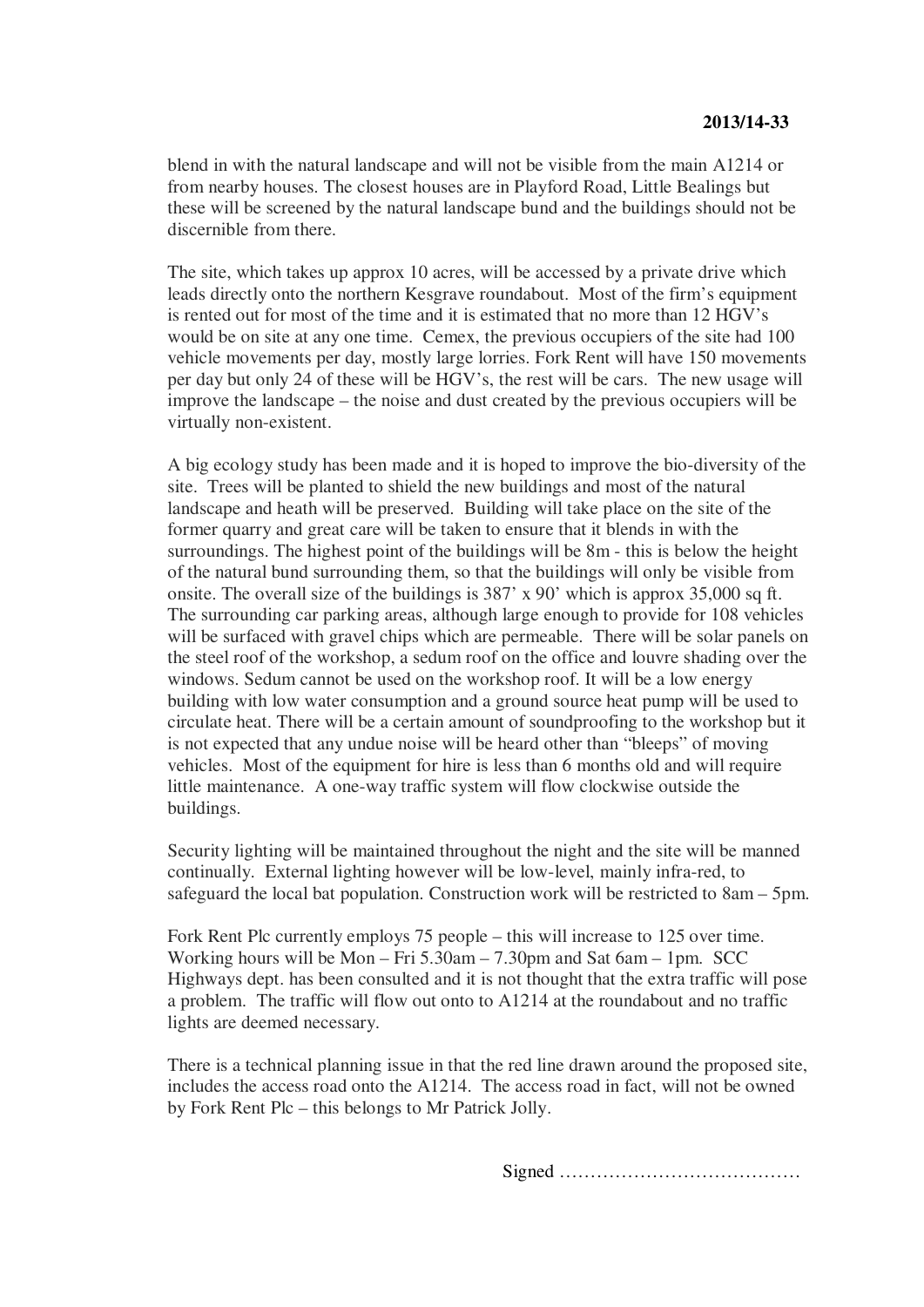blend in with the natural landscape and will not be visible from the main A1214 or from nearby houses. The closest houses are in Playford Road, Little Bealings but these will be screened by the natural landscape bund and the buildings should not be discernible from there.

The site, which takes up approx 10 acres, will be accessed by a private drive which leads directly onto the northern Kesgrave roundabout. Most of the firm's equipment is rented out for most of the time and it is estimated that no more than 12 HGV's would be on site at any one time. Cemex, the previous occupiers of the site had 100 vehicle movements per day, mostly large lorries. Fork Rent will have 150 movements per day but only 24 of these will be HGV's, the rest will be cars. The new usage will improve the landscape – the noise and dust created by the previous occupiers will be virtually non-existent.

A big ecology study has been made and it is hoped to improve the bio-diversity of the site. Trees will be planted to shield the new buildings and most of the natural landscape and heath will be preserved. Building will take place on the site of the former quarry and great care will be taken to ensure that it blends in with the surroundings. The highest point of the buildings will be 8m - this is below the height of the natural bund surrounding them, so that the buildings will only be visible from onsite. The overall size of the buildings is 387' x 90' which is approx 35,000 sq ft. The surrounding car parking areas, although large enough to provide for 108 vehicles will be surfaced with gravel chips which are permeable. There will be solar panels on the steel roof of the workshop, a sedum roof on the office and louvre shading over the windows. Sedum cannot be used on the workshop roof. It will be a low energy building with low water consumption and a ground source heat pump will be used to circulate heat. There will be a certain amount of soundproofing to the workshop but it is not expected that any undue noise will be heard other than "bleeps" of moving vehicles. Most of the equipment for hire is less than 6 months old and will require little maintenance. A one-way traffic system will flow clockwise outside the buildings.

Security lighting will be maintained throughout the night and the site will be manned continually. External lighting however will be low-level, mainly infra-red, to safeguard the local bat population. Construction work will be restricted to 8am – 5pm.

Fork Rent Plc currently employs 75 people – this will increase to 125 over time. Working hours will be Mon – Fri 5.30am – 7.30pm and Sat 6am – 1pm. SCC Highways dept. has been consulted and it is not thought that the extra traffic will pose a problem. The traffic will flow out onto to A1214 at the roundabout and no traffic lights are deemed necessary.

There is a technical planning issue in that the red line drawn around the proposed site, includes the access road onto the A1214. The access road in fact, will not be owned by Fork Rent Plc – this belongs to Mr Patrick Jolly.

Signed …………………………………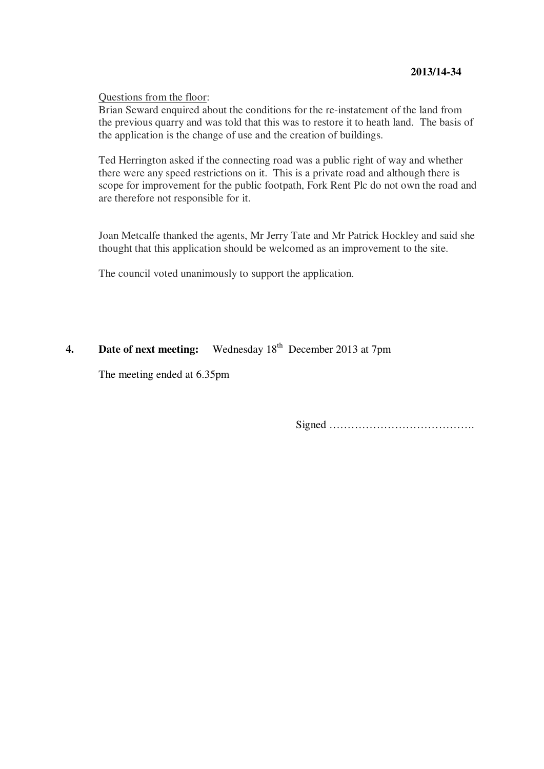2013/14-34

Questions from the floor:
Brian Seward enquired about the conditions for the re-instatement of the land from the previous quarry and was told that this was to restore it to heath land. The basis of the application is the change of use and the creation of buildings.

Ted Herrington asked if the connecting road was a public right of way and whether there were any speed restrictions on it. This is a private road and although there is scope for improvement for the public footpath, Fork Rent Plc do not own the road and are therefore not responsible for it.

Joan Metcalfe thanked the agents, Mr Jerry Tate and Mr Patrick Hockley and said she thought that this application should be welcomed as an improvement to the site.

The council voted unanimously to support the application.

**4. Date of next meeting:** Wednesday 18th December 2013 at 7pm

The meeting ended at 6.35pm

Signed ………………………………….